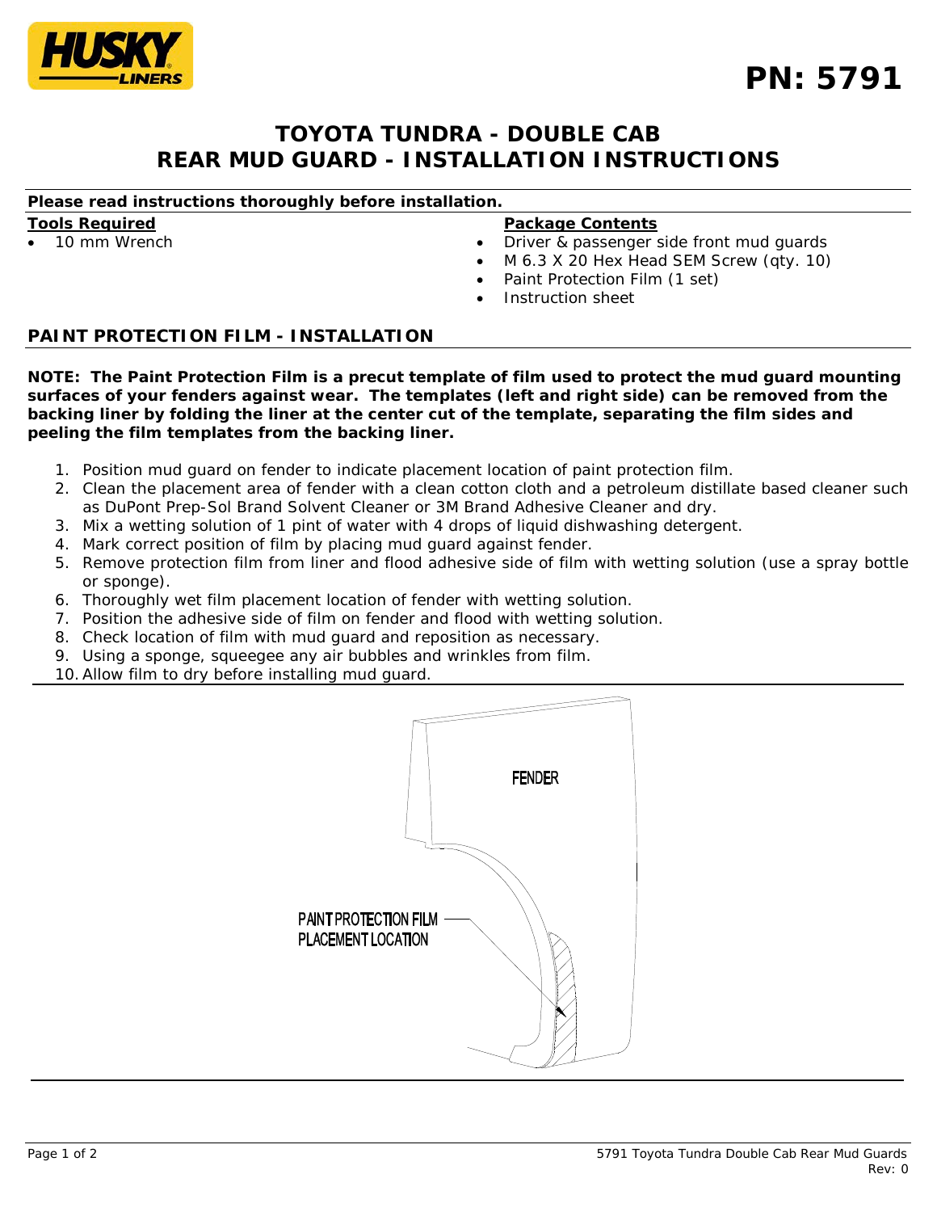**PN: 5791**

# TOYOTA TUNDRA - DOUBLE CAB
# REAR MUD GUARD - INSTALLATION INSTRUCTIONS

**Please read instructions thoroughly before installation.**

**Tools Required**

- 10 mm Wrench

**Package Contents**

- Driver & passenger side front mud guards
- M 6.3 X 20 Hex Head SEM Screw (qty. 10)
- Paint Protection Film (1 set)
- Instruction sheet

## PAINT PROTECTION FILM - INSTALLATION

**NOTE: The Paint Protection Film is a precut template of film used to protect the mud guard mounting surfaces of your fenders against wear. The templates (left and right side) can be removed from the backing liner by folding the liner at the center cut of the template, separating the film sides and peeling the film templates from the backing liner.**

1. Position mud guard on fender to indicate placement location of paint protection film.
2. Clean the placement area of fender with a clean cotton cloth and a petroleum distillate based cleaner such as DuPont Prep-Sol Brand Solvent Cleaner or 3M Brand Adhesive Cleaner and dry.
3. Mix a wetting solution of 1 pint of water with 4 drops of liquid dishwashing detergent.
4. Mark correct position of film by placing mud guard against fender.
5. Remove protection film from liner and flood adhesive side of film with wetting solution (use a spray bottle or sponge).
6. Thoroughly wet film placement location of fender with wetting solution.
7. Position the adhesive side of film on fender and flood with wetting solution.
8. Check location of film with mud guard and reposition as necessary.
9. Using a sponge, squeegee any air bubbles and wrinkles from film.
10. Allow film to dry before installing mud guard.

FENDER

PAINT PROTECTION FILM PLACEMENT LOCATION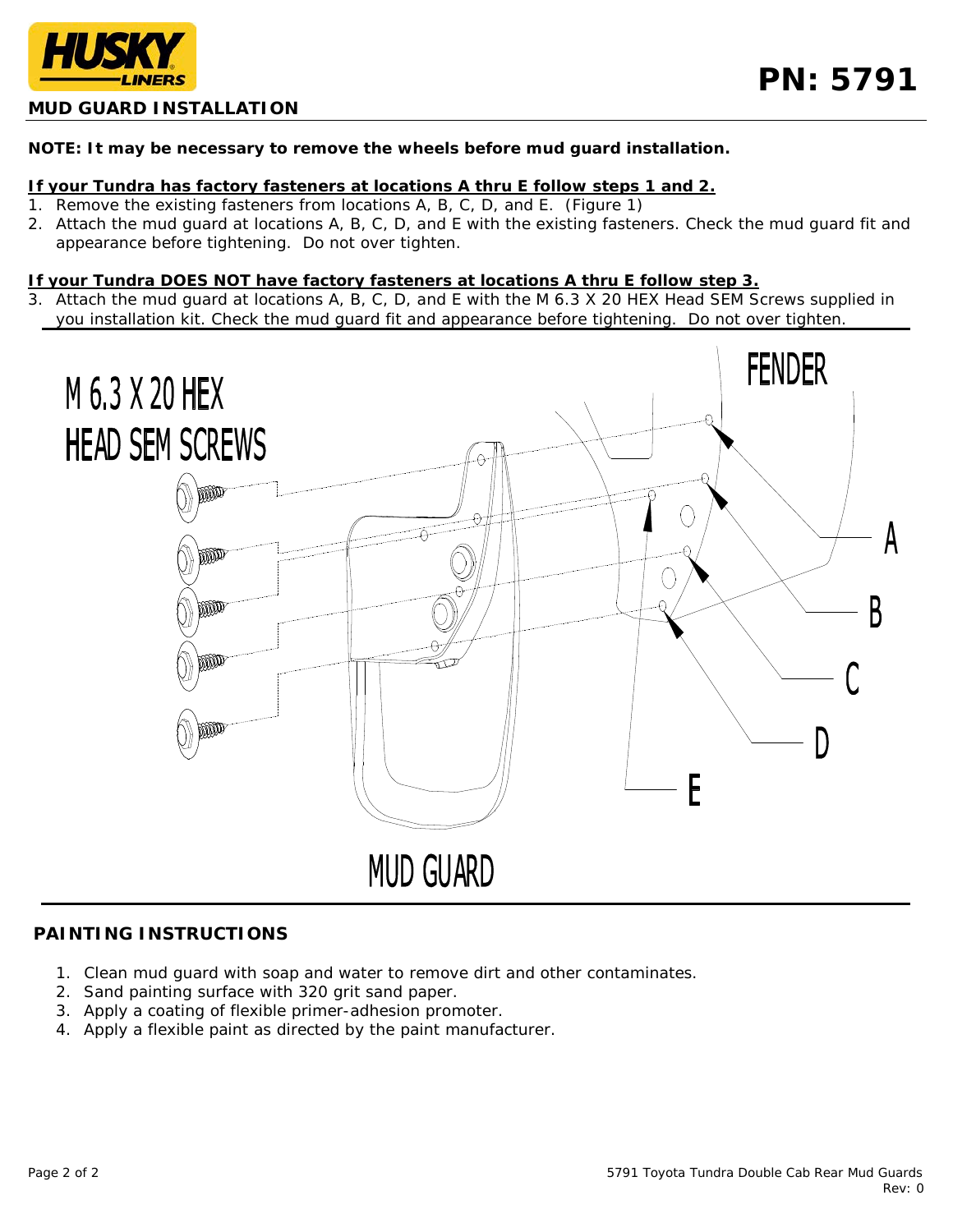**PN: 5791**

## MUD GUARD INSTALLATION

**NOTE: It may be necessary to remove the wheels before mud guard installation.**

**If your Tundra has factory fasteners at locations A thru E follow steps 1 and 2.**

1. Remove the existing fasteners from locations A, B, C, D, and E. (Figure 1)
2. Attach the mud guard at locations A, B, C, D, and E with the existing fasteners. Check the mud guard fit and appearance before tightening. Do not over tighten.

**If your Tundra DOES NOT have factory fasteners at locations A thru E follow step 3.**

3. Attach the mud guard at locations A, B, C, D, and E with the M 6.3 X 20 HEX Head SEM Screws supplied in you installation kit. Check the mud guard fit and appearance before tightening. Do not over tighten.

M 6.3 X 20 HEX HEAD SEM SCREWS

FENDER

A

B

C

D

E

MUD GUARD

## PAINTING INSTRUCTIONS

1. Clean mud guard with soap and water to remove dirt and other contaminates.
2. Sand painting surface with 320 grit sand paper.
3. Apply a coating of flexible primer-adhesion promoter.
4. Apply a flexible paint as directed by the paint manufacturer.